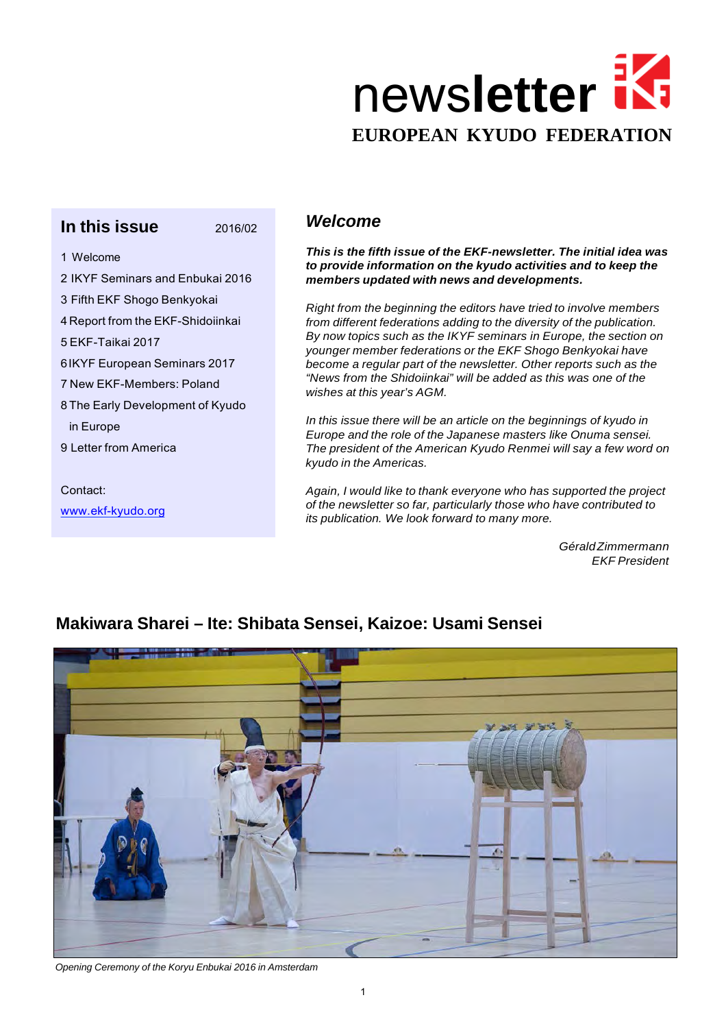# newsletter

**EUROPEAN KYUDO FEDERATION**

## In this issue

2016/02

1 Welcome
2 IKYF Seminars and Enbukai 2016
3 Fifth EKF Shogo Benkyokai
4 Report from the EKF-Shidoiinkai
5 EKF-Taikai 2017
6 IKYF European Seminars 2017
7 New EKF-Members: Poland
8 The Early Development of Kyudo in Europe
9 Letter from America

Contact:
[www.ekf-kyudo.org](http://www.ekf-kyudo.org)

## *Welcome*

***This is the fifth issue of the EKF-newsletter. The initial idea was to provide information on the kyudo activities and to keep the members updated with news and developments.***

*Right from the beginning the editors have tried to involve members from different federations adding to the diversity of the publication. By now topics such as the IKYF seminars in Europe, the section on younger member federations or the EKF Shogo Benkyokai have become a regular part of the newsletter. Other reports such as the "News from the Shidoiinkai" will be added as this was one of the wishes at this year's AGM.*

*In this issue there will be an article on the beginnings of kyudo in Europe and the role of the Japanese masters like Onuma sensei. The president of the American Kyudo Renmei will say a few word on kyudo in the Americas.*

*Again, I would like to thank everyone who has supported the project of the newsletter so far, particularly those who have contributed to its publication. We look forward to many more.*

*Gérald Zimmermann*
*EKF President*

## Makiwara Sharei – Ite: Shibata Sensei, Kaizoe: Usami Sensei

*Opening Ceremony of the Koryu Enbukai 2016 in Amsterdam*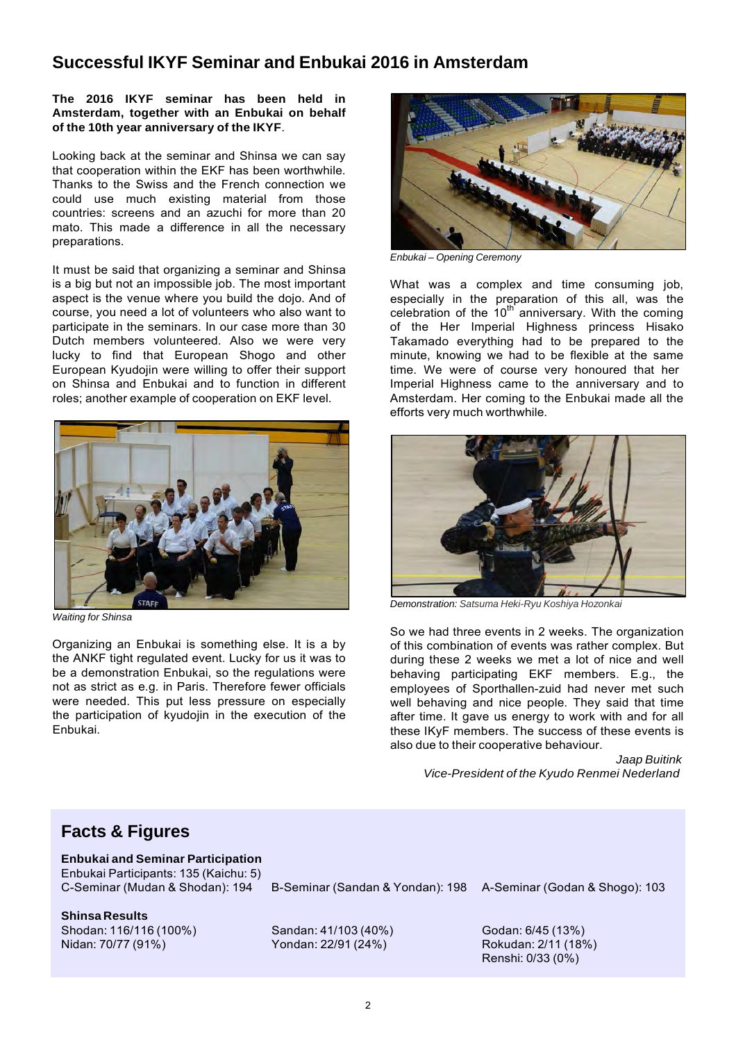## Successful IKYF Seminar and Enbukai 2016 in Amsterdam

**The 2016 IKYF seminar has been held in Amsterdam, together with an Enbukai on behalf of the 10th year anniversary of the IKYF.**

Looking back at the seminar and Shinsa we can say that cooperation within the EKF has been worthwhile. Thanks to the Swiss and the French connection we could use much existing material from those countries: screens and an azuchi for more than 20 mato. This made a difference in all the necessary preparations.

It must be said that organizing a seminar and Shinsa is a big but not an impossible job. The most important aspect is the venue where you build the dojo. And of course, you need a lot of volunteers who also want to participate in the seminars. In our case more than 30 Dutch members volunteered. Also we were very lucky to find that European Shogo and other European Kyudojin were willing to offer their support on Shinsa and Enbukai and to function in different roles; another example of cooperation on EKF level.

*Waiting for Shinsa*

Organizing an Enbukai is something else. It is a by the ANKF tight regulated event. Lucky for us it was to be a demonstration Enbukai, so the regulations were not as strict as e.g. in Paris. Therefore fewer officials were needed. This put less pressure on especially the participation of kyudojin in the execution of the Enbukai.

*Enbukai – Opening Ceremony*

What was a complex and time consuming job, especially in the preparation of this all, was the celebration of the 10th anniversary. With the coming of the Her Imperial Highness princess Hisako Takamado everything had to be prepared to the minute, knowing we had to be flexible at the same time. We were of course very honoured that her Imperial Highness came to the anniversary and to Amsterdam. Her coming to the Enbukai made all the efforts very much worthwhile.

*Demonstration: Satsuma Heki-Ryu Koshiya Hozonkai*

So we had three events in 2 weeks. The organization of this combination of events was rather complex. But during these 2 weeks we met a lot of nice and well behaving participating EKF members. E.g., the employees of Sporthallen-zuid had never met such well behaving and nice people. They said that time after time. It gave us energy to work with and for all these IKyF members. The success of these events is also due to their cooperative behaviour.

*Jaap Buitink*
*Vice-President of the Kyudo Renmei Nederland*

## Facts & Figures

**Enbukai and Seminar Participation**

Enbukai Participants: 135 (Kaichu: 5)

C-Seminar (Mudan & Shodan): 194

B-Seminar (Sandan & Yondan): 198

A-Seminar (Godan & Shogo): 103

**Shinsa Results**

Shodan: 116/116 (100%)
Nidan: 70/77 (91%)
Sandan: 41/103 (40%)
Yondan: 22/91 (24%)
Godan: 6/45 (13%)
Rokudan: 2/11 (18%)
Renshi: 0/33 (0%)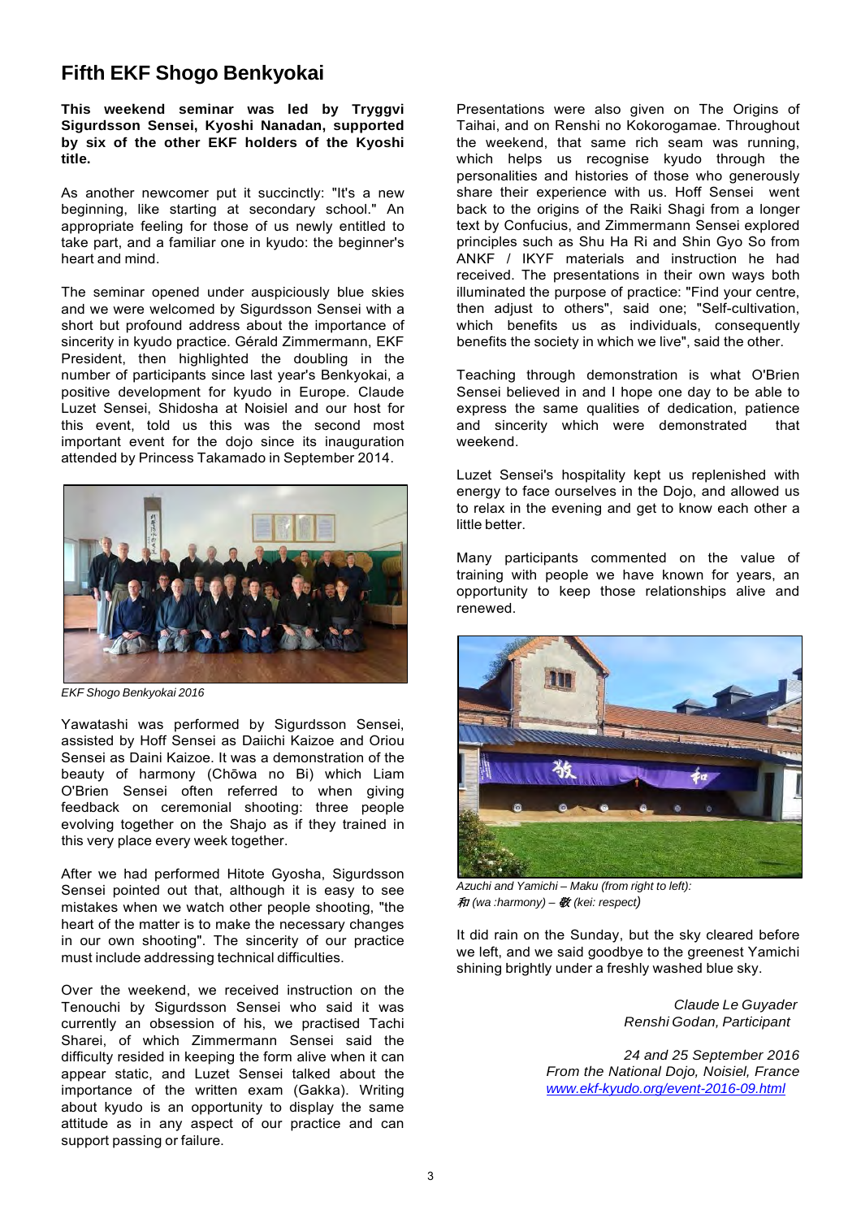## Fifth EKF Shogo Benkyokai

**This weekend seminar was led by Tryggvi Sigurdsson Sensei, Kyoshi Nanadan, supported by six of the other EKF holders of the Kyoshi title.**

As another newcomer put it succinctly: "It's a new beginning, like starting at secondary school." An appropriate feeling for those of us newly entitled to take part, and a familiar one in kyudo: the beginner's heart and mind.

The seminar opened under auspiciously blue skies and we were welcomed by Sigurdsson Sensei with a short but profound address about the importance of sincerity in kyudo practice. Gérald Zimmermann, EKF President, then highlighted the doubling in the number of participants since last year's Benkyokai, a positive development for kyudo in Europe. Claude Luzet Sensei, Shidosha at Noisiel and our host for this event, told us this was the second most important event for the dojo since its inauguration attended by Princess Takamado in September 2014.

*EKF Shogo Benkyokai 2016*

Yawatashi was performed by Sigurdsson Sensei, assisted by Hoff Sensei as Daiichi Kaizoe and Oriou Sensei as Daini Kaizoe. It was a demonstration of the beauty of harmony (Chōwa no Bi) which Liam O'Brien Sensei often referred to when giving feedback on ceremonial shooting: three people evolving together on the Shajo as if they trained in this very place every week together.

After we had performed Hitote Gyosha, Sigurdsson Sensei pointed out that, although it is easy to see mistakes when we watch other people shooting, "the heart of the matter is to make the necessary changes in our own shooting". The sincerity of our practice must include addressing technical difficulties.

Over the weekend, we received instruction on the Tenouchi by Sigurdsson Sensei who said it was currently an obsession of his, we practised Tachi Sharei, of which Zimmermann Sensei said the difficulty resided in keeping the form alive when it can appear static, and Luzet Sensei talked about the importance of the written exam (Gakka). Writing about kyudo is an opportunity to display the same attitude as in any aspect of our practice and can support passing or failure.

Presentations were also given on The Origins of Taihai, and on Renshi no Kokorogamae. Throughout the weekend, that same rich seam was running, which helps us recognise kyudo through the personalities and histories of those who generously share their experience with us. Hoff Sensei went back to the origins of the Raiki Shagi from a longer text by Confucius, and Zimmermann Sensei explored principles such as Shu Ha Ri and Shin Gyo So from ANKF / IKYF materials and instruction he had received. The presentations in their own ways both illuminated the purpose of practice: "Find your centre, then adjust to others", said one; "Self-cultivation, which benefits us as individuals, consequently benefits the society in which we live", said the other.

Teaching through demonstration is what O'Brien Sensei believed in and I hope one day to be able to express the same qualities of dedication, patience and sincerity which were demonstrated that weekend.

Luzet Sensei's hospitality kept us replenished with energy to face ourselves in the Dojo, and allowed us to relax in the evening and get to know each other a little better.

Many participants commented on the value of training with people we have known for years, an opportunity to keep those relationships alive and renewed.

*Azuchi and Yamichi – Maku (from right to left): 和 (wa :harmony) – 敬 (kei: respect)*

It did rain on the Sunday, but the sky cleared before we left, and we said goodbye to the greenest Yamichi shining brightly under a freshly washed blue sky.

*Claude Le Guyader*
*Renshi Godan, Participant*

*24 and 25 September 2016*
*From the National Dojo, Noisiel, France*
*www.ekf-kyudo.org/event-2016-09.html*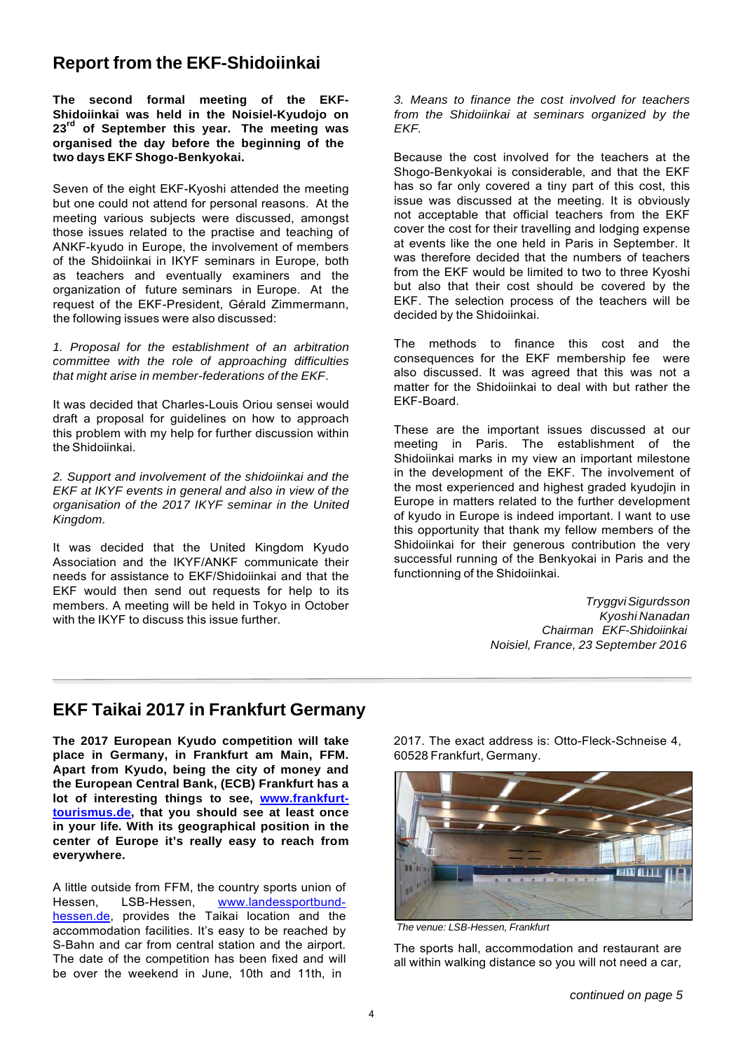## Report from the EKF-Shidoiinkai

**The second formal meeting of the EKF-Shidoiinkai was held in the Noisiel-Kyudojo on 23rd of September this year. The meeting was organised the day before the beginning of the two days EKF Shogo-Benkyokai.**

Seven of the eight EKF-Kyoshi attended the meeting but one could not attend for personal reasons. At the meeting various subjects were discussed, amongst those issues related to the practise and teaching of ANKF-kyudo in Europe, the involvement of members of the Shidoiinkai in IKYF seminars in Europe, both as teachers and eventually examiners and the organization of future seminars in Europe. At the request of the EKF-President, Gérald Zimmermann, the following issues were also discussed:

*1. Proposal for the establishment of an arbitration committee with the role of approaching difficulties that might arise in member-federations of the EKF.*

It was decided that Charles-Louis Oriou sensei would draft a proposal for guidelines on how to approach this problem with my help for further discussion within the Shidoiinkai.

*2. Support and involvement of the shidoiinkai and the EKF at IKYF events in general and also in view of the organisation of the 2017 IKYF seminar in the United Kingdom.*

It was decided that the United Kingdom Kyudo Association and the IKYF/ANKF communicate their needs for assistance to EKF/Shidoiinkai and that the EKF would then send out requests for help to its members. A meeting will be held in Tokyo in October with the IKYF to discuss this issue further.

*3. Means to finance the cost involved for teachers from the Shidoiinkai at seminars organized by the EKF.*

Because the cost involved for the teachers at the Shogo-Benkyokai is considerable, and that the EKF has so far only covered a tiny part of this cost, this issue was discussed at the meeting. It is obviously not acceptable that official teachers from the EKF cover the cost for their travelling and lodging expense at events like the one held in Paris in September. It was therefore decided that the numbers of teachers from the EKF would be limited to two to three Kyoshi but also that their cost should be covered by the EKF. The selection process of the teachers will be decided by the Shidoiinkai.

The methods to finance this cost and the consequences for the EKF membership fee were also discussed. It was agreed that this was not a matter for the Shidoiinkai to deal with but rather the EKF-Board.

These are the important issues discussed at our meeting in Paris. The establishment of the Shidoiinkai marks in my view an important milestone in the development of the EKF. The involvement of the most experienced and highest graded kyudojin in Europe in matters related to the further development of kyudo in Europe is indeed important. I want to use this opportunity that thank my fellow members of the Shidoiinkai for their generous contribution the very successful running of the Benkyokai in Paris and the functionning of the Shidoiinkai.

*Tryggvi Sigurdsson*
*Kyoshi Nanadan*
*Chairman EKF-Shidoiinkai*
*Noisiel, France, 23 September 2016*

---

## EKF Taikai 2017 in Frankfurt Germany

**The 2017 European Kyudo competition will take place in Germany, in Frankfurt am Main, FFM. Apart from Kyudo, being the city of money and the European Central Bank, (ECB) Frankfurt has a lot of interesting things to see, [www.frankfurt-tourismus.de](http://www.frankfurt-tourismus.de), that you should see at least once in your life. With its geographical position in the center of Europe it's really easy to reach from everywhere.**

A little outside from FFM, the country sports union of Hessen, LSB-Hessen, [www.landessportbund-hessen.de](http://www.landessportbund-hessen.de), provides the Taikai location and the accommodation facilities. It's easy to be reached by S-Bahn and car from central station and the airport. The date of the competition has been fixed and will be over the weekend in June, 10th and 11th, in 2017. The exact address is: Otto-Fleck-Schneise 4, 60528 Frankfurt, Germany.

*The venue: LSB-Hessen, Frankfurt*

The sports hall, accommodation and restaurant are all within walking distance so you will not need a car,

*continued on page 5*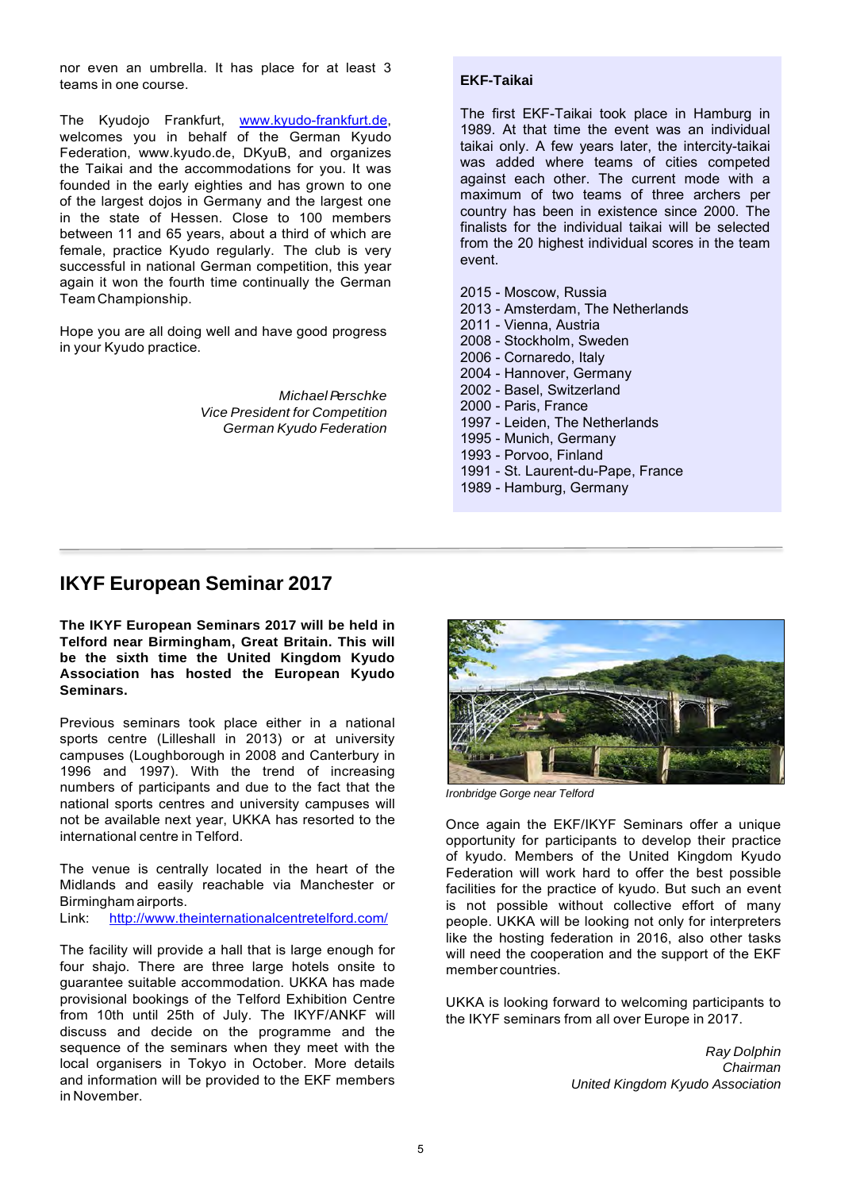nor even an umbrella. It has place for at least 3 teams in one course.

The Kyudojo Frankfurt, www.kyudo-frankfurt.de, welcomes you in behalf of the German Kyudo Federation, www.kyudo.de, DKyuB, and organizes the Taikai and the accommodations for you. It was founded in the early eighties and has grown to one of the largest dojos in Germany and the largest one in the state of Hessen. Close to 100 members between 11 and 65 years, about a third of which are female, practice Kyudo regularly. The club is very successful in national German competition, this year again it won the fourth time continually the German Team Championship.

Hope you are all doing well and have good progress in your Kyudo practice.

*Michael Perschke*
*Vice President for Competition*
*German Kyudo Federation*

**EKF-Taikai**

The first EKF-Taikai took place in Hamburg in 1989. At that time the event was an individual taikai only. A few years later, the intercity-taikai was added where teams of cities competed against each other. The current mode with a maximum of two teams of three archers per country has been in existence since 2000. The finalists for the individual taikai will be selected from the 20 highest individual scores in the team event.

2015 - Moscow, Russia
2013 - Amsterdam, The Netherlands
2011 - Vienna, Austria
2008 - Stockholm, Sweden
2006 - Cornaredo, Italy
2004 - Hannover, Germany
2002 - Basel, Switzerland
2000 - Paris, France
1997 - Leiden, The Netherlands
1995 - Munich, Germany
1993 - Porvoo, Finland
1991 - St. Laurent-du-Pape, France
1989 - Hamburg, Germany

## IKYF European Seminar 2017

**The IKYF European Seminars 2017 will be held in Telford near Birmingham, Great Britain. This will be the sixth time the United Kingdom Kyudo Association has hosted the European Kyudo Seminars.**

Previous seminars took place either in a national sports centre (Lilleshall in 2013) or at university campuses (Loughborough in 2008 and Canterbury in 1996 and 1997). With the trend of increasing numbers of participants and due to the fact that the national sports centres and university campuses will not be available next year, UKKA has resorted to the international centre in Telford.

The venue is centrally located in the heart of the Midlands and easily reachable via Manchester or Birmingham airports.
Link: http://www.theinternationalcentretelford.com/

The facility will provide a hall that is large enough for four shajo. There are three large hotels onsite to guarantee suitable accommodation. UKKA has made provisional bookings of the Telford Exhibition Centre from 10th until 25th of July. The IKYF/ANKF will discuss and decide on the programme and the sequence of the seminars when they meet with the local organisers in Tokyo in October. More details and information will be provided to the EKF members in November.

*Ironbridge Gorge near Telford*

Once again the EKF/IKYF Seminars offer a unique opportunity for participants to develop their practice of kyudo. Members of the United Kingdom Kyudo Federation will work hard to offer the best possible facilities for the practice of kyudo. But such an event is not possible without collective effort of many people. UKKA will be looking not only for interpreters like the hosting federation in 2016, also other tasks will need the cooperation and the support of the EKF member countries.

UKKA is looking forward to welcoming participants to the IKYF seminars from all over Europe in 2017.

*Ray Dolphin*
*Chairman*
*United Kingdom Kyudo Association*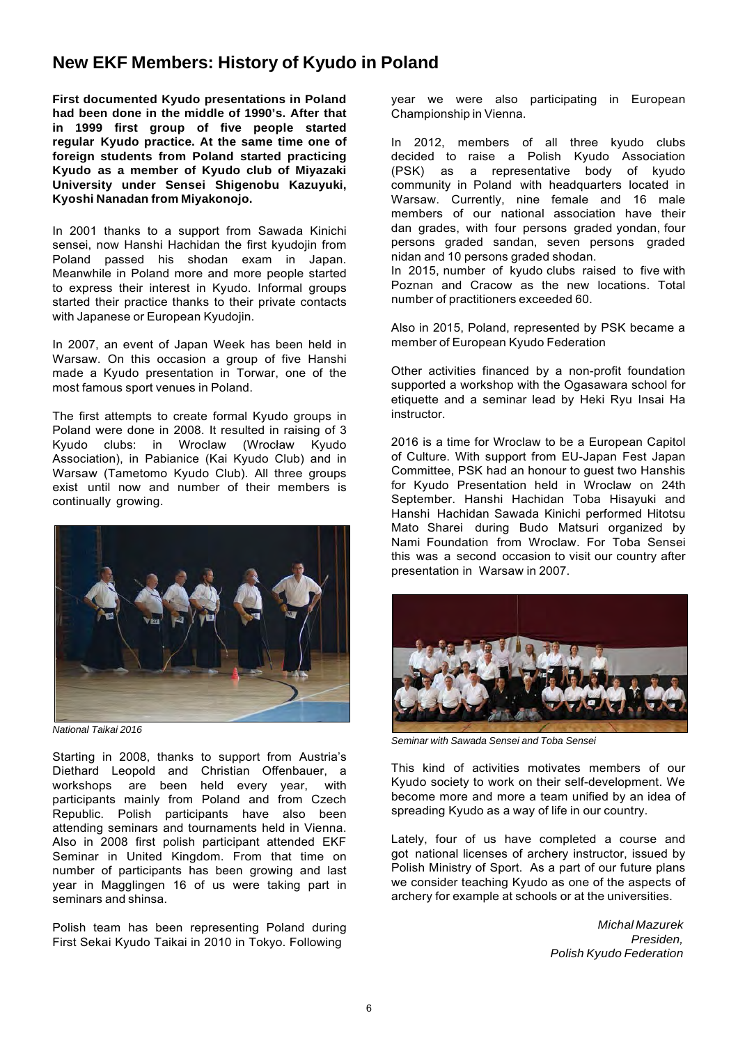# New EKF Members: History of Kyudo in Poland

**First documented Kyudo presentations in Poland had been done in the middle of 1990's. After that in 1999 first group of five people started regular Kyudo practice. At the same time one of foreign students from Poland started practicing Kyudo as a member of Kyudo club of Miyazaki University under Sensei Shigenobu Kazuyuki, Kyoshi Nanadan from Miyakonojo.**

In 2001 thanks to a support from Sawada Kinichi sensei, now Hanshi Hachidan the first kyudojin from Poland passed his shodan exam in Japan. Meanwhile in Poland more and more people started to express their interest in Kyudo. Informal groups started their practice thanks to their private contacts with Japanese or European Kyudojin.

In 2007, an event of Japan Week has been held in Warsaw. On this occasion a group of five Hanshi made a Kyudo presentation in Torwar, one of the most famous sport venues in Poland.

The first attempts to create formal Kyudo groups in Poland were done in 2008. It resulted in raising of 3 Kyudo clubs: in Wroclaw (Wrocław Kyudo Association), in Pabianice (Kai Kyudo Club) and in Warsaw (Tametomo Kyudo Club). All three groups exist until now and number of their members is continually growing.

*National Taikai 2016*

Starting in 2008, thanks to support from Austria's Diethard Leopold and Christian Offenbauer, a workshops are been held every year, with participants mainly from Poland and from Czech Republic. Polish participants have also been attending seminars and tournaments held in Vienna. Also in 2008 first polish participant attended EKF Seminar in United Kingdom. From that time on number of participants has been growing and last year in Magglingen 16 of us were taking part in seminars and shinsa.

Polish team has been representing Poland during First Sekai Kyudo Taikai in 2010 in Tokyo. Following year we were also participating in European Championship in Vienna.

In 2012, members of all three kyudo clubs decided to raise a Polish Kyudo Association (PSK) as a representative body of kyudo community in Poland with headquarters located in Warsaw. Currently, nine female and 16 male members of our national association have their dan grades, with four persons graded yondan, four persons graded sandan, seven persons graded nidan and 10 persons graded shodan.

In 2015, number of kyudo clubs raised to five with Poznan and Cracow as the new locations. Total number of practitioners exceeded 60.

Also in 2015, Poland, represented by PSK became a member of European Kyudo Federation

Other activities financed by a non-profit foundation supported a workshop with the Ogasawara school for etiquette and a seminar lead by Heki Ryu Insai Ha instructor.

2016 is a time for Wroclaw to be a European Capitol of Culture. With support from EU-Japan Fest Japan Committee, PSK had an honour to guest two Hanshis for Kyudo Presentation held in Wroclaw on 24th September. Hanshi Hachidan Toba Hisayuki and Hanshi Hachidan Sawada Kinichi performed Hitotsu Mato Sharei during Budo Matsuri organized by Nami Foundation from Wroclaw. For Toba Sensei this was a second occasion to visit our country after presentation in Warsaw in 2007.

*Seminar with Sawada Sensei and Toba Sensei*

This kind of activities motivates members of our Kyudo society to work on their self-development. We become more and more a team unified by an idea of spreading Kyudo as a way of life in our country.

Lately, four of us have completed a course and got national licenses of archery instructor, issued by Polish Ministry of Sport. As a part of our future plans we consider teaching Kyudo as one of the aspects of archery for example at schools or at the universities.

*Michal Mazurek*
*Presiden,*
*Polish Kyudo Federation*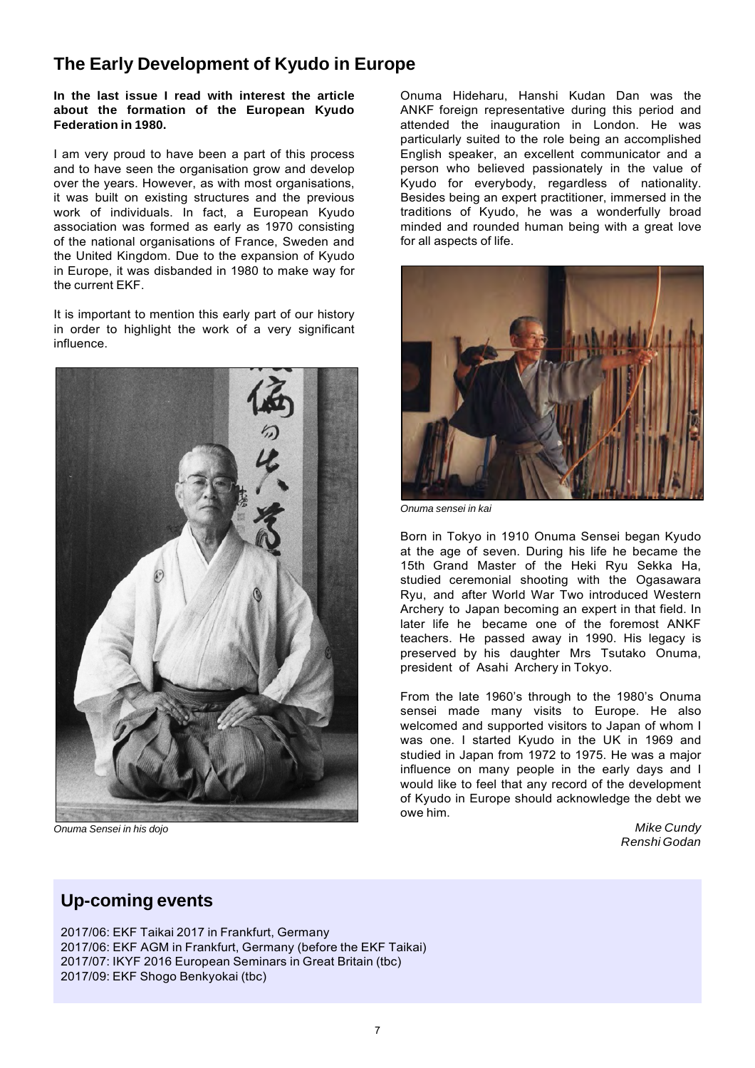## The Early Development of Kyudo in Europe

**In the last issue I read with interest the article about the formation of the European Kyudo Federation in 1980.**

I am very proud to have been a part of this process and to have seen the organisation grow and develop over the years. However, as with most organisations, it was built on existing structures and the previous work of individuals. In fact, a European Kyudo association was formed as early as 1970 consisting of the national organisations of France, Sweden and the United Kingdom. Due to the expansion of Kyudo in Europe, it was disbanded in 1980 to make way for the current EKF.

It is important to mention this early part of our history in order to highlight the work of a very significant influence.

*Onuma Sensei in his dojo*

Onuma Hideharu, Hanshi Kudan Dan was the ANKF foreign representative during this period and attended the inauguration in London. He was particularly suited to the role being an accomplished English speaker, an excellent communicator and a person who believed passionately in the value of Kyudo for everybody, regardless of nationality. Besides being an expert practitioner, immersed in the traditions of Kyudo, he was a wonderfully broad minded and rounded human being with a great love for all aspects of life.

*Onuma sensei in kai*

Born in Tokyo in 1910 Onuma Sensei began Kyudo at the age of seven. During his life he became the 15th Grand Master of the Heki Ryu Sekka Ha, studied ceremonial shooting with the Ogasawara Ryu, and after World War Two introduced Western Archery to Japan becoming an expert in that field. In later life he became one of the foremost ANKF teachers. He passed away in 1990. His legacy is preserved by his daughter Mrs Tsutako Onuma, president of Asahi Archery in Tokyo.

From the late 1960's through to the 1980's Onuma sensei made many visits to Europe. He also welcomed and supported visitors to Japan of whom I was one. I started Kyudo in the UK in 1969 and studied in Japan from 1972 to 1975. He was a major influence on many people in the early days and I would like to feel that any record of the development of Kyudo in Europe should acknowledge the debt we owe him.

*Mike Cundy*
*Renshi Godan*

## Up-coming events

2017/06: EKF Taikai 2017 in Frankfurt, Germany
2017/06: EKF AGM in Frankfurt, Germany (before the EKF Taikai)
2017/07: IKYF 2016 European Seminars in Great Britain (tbc)
2017/09: EKF Shogo Benkyokai (tbc)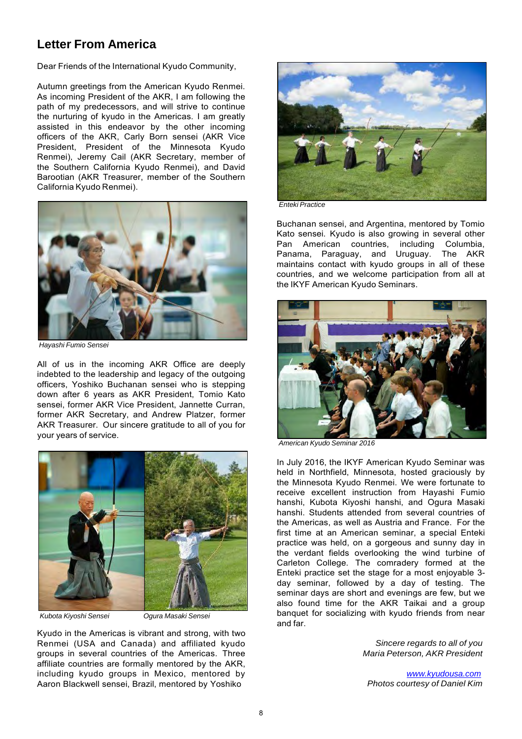## Letter From America

Dear Friends of the International Kyudo Community,

Autumn greetings from the American Kyudo Renmei. As incoming President of the AKR, I am following the path of my predecessors, and will strive to continue the nurturing of kyudo in the Americas. I am greatly assisted in this endeavor by the other incoming officers of the AKR, Carly Born sensei (AKR Vice President, President of the Minnesota Kyudo Renmei), Jeremy Cail (AKR Secretary, member of the Southern California Kyudo Renmei), and David Barootian (AKR Treasurer, member of the Southern California Kyudo Renmei).

*Hayashi Fumio Sensei*

All of us in the incoming AKR Office are deeply indebted to the leadership and legacy of the outgoing officers, Yoshiko Buchanan sensei who is stepping down after 6 years as AKR President, Tomio Kato sensei, former AKR Vice President, Jannette Curran, former AKR Secretary, and Andrew Platzer, former AKR Treasurer. Our sincere gratitude to all of you for your years of service.

*Kubota Kiyoshi Sensei* *Ogura Masaki Sensei*

Kyudo in the Americas is vibrant and strong, with two Renmei (USA and Canada) and affiliated kyudo groups in several countries of the Americas. Three affiliate countries are formally mentored by the AKR, including kyudo groups in Mexico, mentored by Aaron Blackwell sensei, Brazil, mentored by Yoshiko Buchanan sensei, and Argentina, mentored by Tomio Kato sensei. Kyudo is also growing in several other Pan American countries, including Columbia, Panama, Paraguay, and Uruguay. The AKR maintains contact with kyudo groups in all of these countries, and we welcome participation from all at the IKYF American Kyudo Seminars.

*Enteki Practice*

*American Kyudo Seminar 2016*

In July 2016, the IKYF American Kyudo Seminar was held in Northfield, Minnesota, hosted graciously by the Minnesota Kyudo Renmei. We were fortunate to receive excellent instruction from Hayashi Fumio hanshi, Kubota Kiyoshi hanshi, and Ogura Masaki hanshi. Students attended from several countries of the Americas, as well as Austria and France. For the first time at an American seminar, a special Enteki practice was held, on a gorgeous and sunny day in the verdant fields overlooking the wind turbine of Carleton College. The comradery formed at the Enteki practice set the stage for a most enjoyable 3-day seminar, followed by a day of testing. The seminar days are short and evenings are few, but we also found time for the AKR Taikai and a group banquet for socializing with kyudo friends from near and far.

*Sincere regards to all of you*
*Maria Peterson, AKR President*

*www.kyudousa.com*
*Photos courtesy of Daniel Kim*